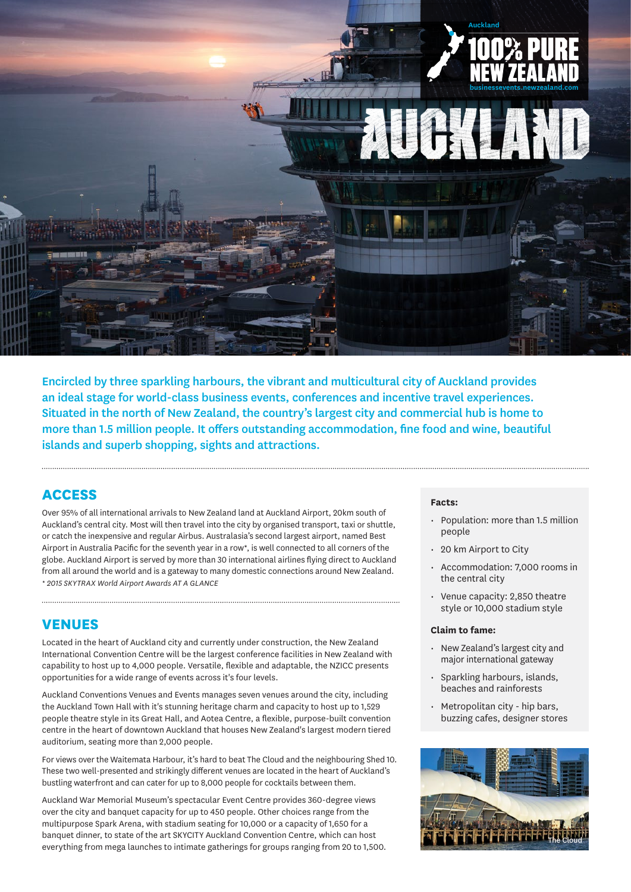Auckland

100% PURE NEW ZEALAND

businessevents.newzealand.com

# AUCKLAND

**Encircled by three sparkling harbours, the vibrant and multicultural city of Auckland provides an ideal stage for world-class business events, conferences and incentive travel experiences. Situated in the north of New Zealand, the country's largest city and commercial hub is home to more than 1.5 million people. It offers outstanding accommodation, fine food and wine, beautiful islands and superb shopping, sights and attractions.**

## ACCESS

Over 95% of all international arrivals to New Zealand land at Auckland Airport, 20km south of Auckland's central city. Most will then travel into the city by organised transport, taxi or shuttle, or catch the inexpensive and regular Airbus. Australasia's second largest airport, named Best Airport in Australia Pacific for the seventh year in a row*, is well connected to all corners of the globe. Auckland Airport is served by more than 30 international airlines flying direct to Auckland from all around the world and is a gateway to many domestic connections around New Zealand.

*\* 2015 SKYTRAX World Airport Awards AT A GLANCE*

## VENUES

Located in the heart of Auckland city and currently under construction, the New Zealand International Convention Centre will be the largest conference facilities in New Zealand with capability to host up to 4,000 people. Versatile, flexible and adaptable, the NZICC presents opportunities for a wide range of events across it's four levels.

Auckland Conventions Venues and Events manages seven venues around the city, including the Auckland Town Hall with it's stunning heritage charm and capacity to host up to 1,529 people theatre style in its Great Hall, and Aotea Centre, a flexible, purpose-built convention centre in the heart of downtown Auckland that houses New Zealand's largest modern tiered auditorium, seating more than 2,000 people.

For views over the Waitemata Harbour, it's hard to beat The Cloud and the neighbouring Shed 10. These two well-presented and strikingly different venues are located in the heart of Auckland's bustling waterfront and can cater for up to 8,000 people for cocktails between them.

Auckland War Memorial Museum's spectacular Event Centre provides 360-degree views over the city and banquet capacity for up to 450 people. Other choices range from the multipurpose Spark Arena, with stadium seating for 10,000 or a capacity of 1,650 for a banquet dinner, to state of the art SKYCITY Auckland Convention Centre, which can host everything from mega launches to intimate gatherings for groups ranging from 20 to 1,500.

**Facts:**

- Population: more than 1.5 million people
- 20 km Airport to City
- Accommodation: 7,000 rooms in the central city
- Venue capacity: 2,850 theatre style or 10,000 stadium style

**Claim to fame:**

- New Zealand's largest city and major international gateway
- Sparkling harbours, islands, beaches and rainforests
- Metropolitan city - hip bars, buzzing cafes, designer stores

The Cloud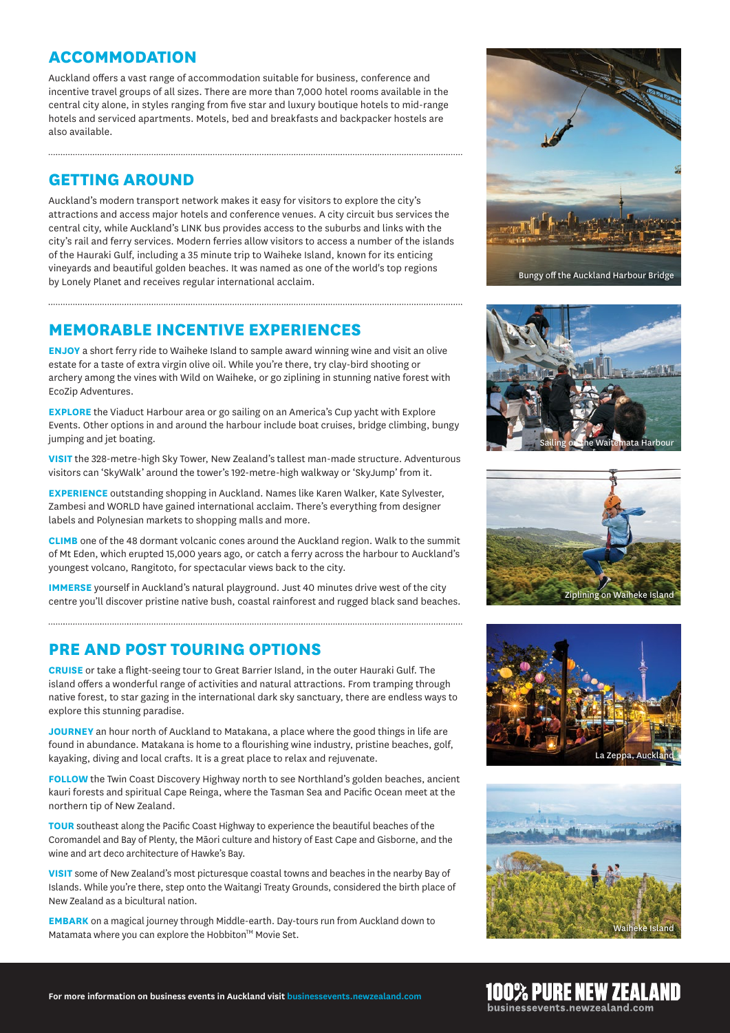## ACCOMMODATION

Auckland offers a vast range of accommodation suitable for business, conference and incentive travel groups of all sizes. There are more than 7,000 hotel rooms available in the central city alone, in styles ranging from five star and luxury boutique hotels to mid-range hotels and serviced apartments. Motels, bed and breakfasts and backpacker hostels are also available.

## GETTING AROUND

Auckland's modern transport network makes it easy for visitors to explore the city's attractions and access major hotels and conference venues. A city circuit bus services the central city, while Auckland's LINK bus provides access to the suburbs and links with the city's rail and ferry services. Modern ferries allow visitors to access a number of the islands of the Hauraki Gulf, including a 35 minute trip to Waiheke Island, known for its enticing vineyards and beautiful golden beaches. It was named as one of the world's top regions by Lonely Planet and receives regular international acclaim.

## MEMORABLE INCENTIVE EXPERIENCES

**ENJOY** a short ferry ride to Waiheke Island to sample award winning wine and visit an olive estate for a taste of extra virgin olive oil. While you're there, try clay-bird shooting or archery among the vines with Wild on Waiheke, or go ziplining in stunning native forest with EcoZip Adventures.

**EXPLORE** the Viaduct Harbour area or go sailing on an America's Cup yacht with Explore Events. Other options in and around the harbour include boat cruises, bridge climbing, bungy jumping and jet boating.

**VISIT** the 328-metre-high Sky Tower, New Zealand's tallest man-made structure. Adventurous visitors can 'SkyWalk' around the tower's 192-metre-high walkway or 'SkyJump' from it.

**EXPERIENCE** outstanding shopping in Auckland. Names like Karen Walker, Kate Sylvester, Zambesi and WORLD have gained international acclaim. There's everything from designer labels and Polynesian markets to shopping malls and more.

**CLIMB** one of the 48 dormant volcanic cones around the Auckland region. Walk to the summit of Mt Eden, which erupted 15,000 years ago, or catch a ferry across the harbour to Auckland's youngest volcano, Rangitoto, for spectacular views back to the city.

**IMMERSE** yourself in Auckland's natural playground. Just 40 minutes drive west of the city centre you'll discover pristine native bush, coastal rainforest and rugged black sand beaches.

## PRE AND POST TOURING OPTIONS

**CRUISE** or take a flight-seeing tour to Great Barrier Island, in the outer Hauraki Gulf. The island offers a wonderful range of activities and natural attractions. From tramping through native forest, to star gazing in the international dark sky sanctuary, there are endless ways to explore this stunning paradise.

**JOURNEY** an hour north of Auckland to Matakana, a place where the good things in life are found in abundance. Matakana is home to a flourishing wine industry, pristine beaches, golf, kayaking, diving and local crafts. It is a great place to relax and rejuvenate.

**FOLLOW** the Twin Coast Discovery Highway north to see Northland's golden beaches, ancient kauri forests and spiritual Cape Reinga, where the Tasman Sea and Pacific Ocean meet at the northern tip of New Zealand.

**TOUR** southeast along the Pacific Coast Highway to experience the beautiful beaches of the Coromandel and Bay of Plenty, the Māori culture and history of East Cape and Gisborne, and the wine and art deco architecture of Hawke's Bay.

**VISIT** some of New Zealand's most picturesque coastal towns and beaches in the nearby Bay of Islands. While you're there, step onto the Waitangi Treaty Grounds, considered the birth place of New Zealand as a bicultural nation.

**EMBARK** on a magical journey through Middle-earth. Day-tours run from Auckland down to Matamata where you can explore the Hobbiton™ Movie Set.

Bungy off the Auckland Harbour Bridge

Sailing on the Waitemata Harbour

Ziplining on Waiheke Island

La Zeppa, Auckland

Waiheke Island

For more information on business events in Auckland visit businessevents.newzealand.com

100% PURE NEW ZEALAND
businessevents.newzealand.com